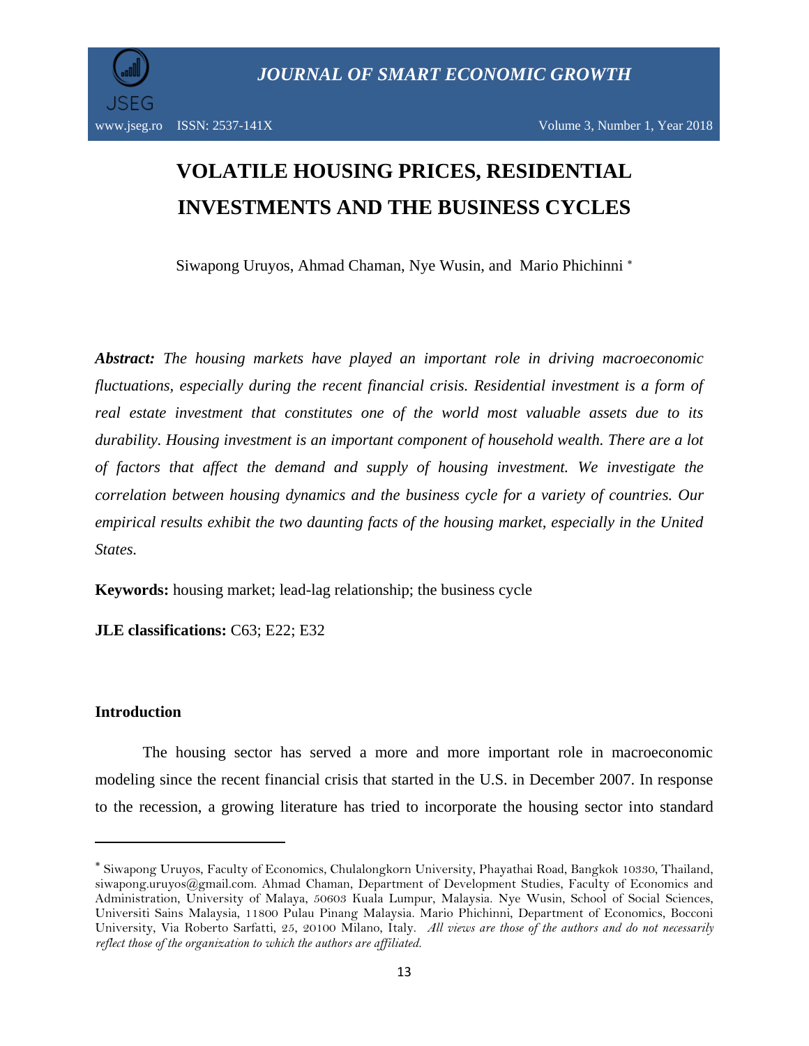# VOLATILE HOUSING PRICES, RESIDENTIAL INVESTMENTS AND THE BUSINESS CYCLES

Siwapong Uruyos, Ahmad Chaman, Nye Wusin, and Mario Phichinni [*]

***Abstract:*** *The housing markets have played an important role in driving macroeconomic fluctuations, especially during the recent financial crisis. Residential investment is a form of real estate investment that constitutes one of the world most valuable assets due to its durability. Housing investment is an important component of household wealth. There are a lot of factors that affect the demand and supply of housing investment. We investigate the correlation between housing dynamics and the business cycle for a variety of countries. Our empirical results exhibit the two daunting facts of the housing market, especially in the United States.*

**Keywords:** housing market; lead-lag relationship; the business cycle

**JLE classifications:** C63; E22; E32

## Introduction

The housing sector has served a more and more important role in macroeconomic modeling since the recent financial crisis that started in the U.S. in December 2007. In response to the recession, a growing literature has tried to incorporate the housing sector into standard

---

[*] Siwapong Uruyos, Faculty of Economics, Chulalongkorn University, Phayathai Road, Bangkok 10330, Thailand, siwapong.uruyos@gmail.com. Ahmad Chaman, Department of Development Studies, Faculty of Economics and Administration, University of Malaya, 50603 Kuala Lumpur, Malaysia. Nye Wusin, School of Social Sciences, Universiti Sains Malaysia, 11800 Pulau Pinang Malaysia. Mario Phichinni, Department of Economics, Bocconi University, Via Roberto Sarfatti, 25, 20100 Milano, Italy. *All views are those of the authors and do not necessarily reflect those of the organization to which the authors are affiliated.*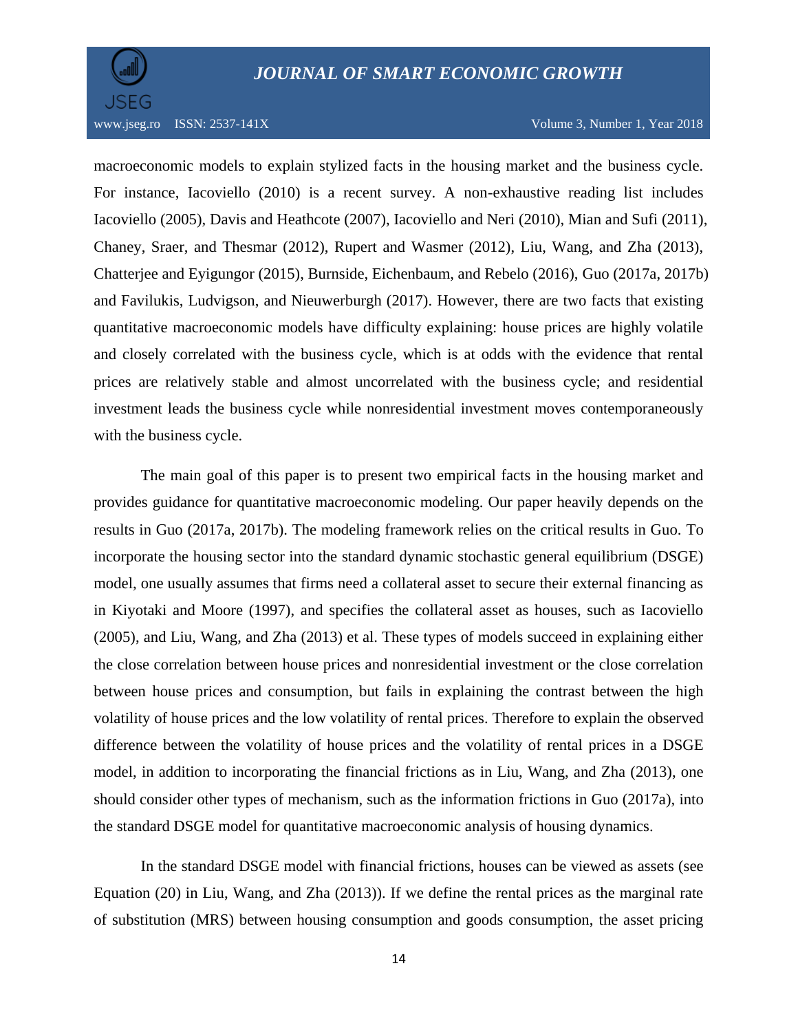macroeconomic models to explain stylized facts in the housing market and the business cycle. For instance, Iacoviello (2010) is a recent survey. A non-exhaustive reading list includes Iacoviello (2005), Davis and Heathcote (2007), Iacoviello and Neri (2010), Mian and Sufi (2011), Chaney, Sraer, and Thesmar (2012), Rupert and Wasmer (2012), Liu, Wang, and Zha (2013), Chatterjee and Eyigungor (2015), Burnside, Eichenbaum, and Rebelo (2016), Guo (2017a, 2017b) and Favilukis, Ludvigson, and Nieuwerburgh (2017). However, there are two facts that existing quantitative macroeconomic models have difficulty explaining: house prices are highly volatile and closely correlated with the business cycle, which is at odds with the evidence that rental prices are relatively stable and almost uncorrelated with the business cycle; and residential investment leads the business cycle while nonresidential investment moves contemporaneously with the business cycle.

The main goal of this paper is to present two empirical facts in the housing market and provides guidance for quantitative macroeconomic modeling. Our paper heavily depends on the results in Guo (2017a, 2017b). The modeling framework relies on the critical results in Guo. To incorporate the housing sector into the standard dynamic stochastic general equilibrium (DSGE) model, one usually assumes that firms need a collateral asset to secure their external financing as in Kiyotaki and Moore (1997), and specifies the collateral asset as houses, such as Iacoviello (2005), and Liu, Wang, and Zha (2013) et al. These types of models succeed in explaining either the close correlation between house prices and nonresidential investment or the close correlation between house prices and consumption, but fails in explaining the contrast between the high volatility of house prices and the low volatility of rental prices. Therefore to explain the observed difference between the volatility of house prices and the volatility of rental prices in a DSGE model, in addition to incorporating the financial frictions as in Liu, Wang, and Zha (2013), one should consider other types of mechanism, such as the information frictions in Guo (2017a), into the standard DSGE model for quantitative macroeconomic analysis of housing dynamics.

In the standard DSGE model with financial frictions, houses can be viewed as assets (see Equation (20) in Liu, Wang, and Zha (2013)). If we define the rental prices as the marginal rate of substitution (MRS) between housing consumption and goods consumption, the asset pricing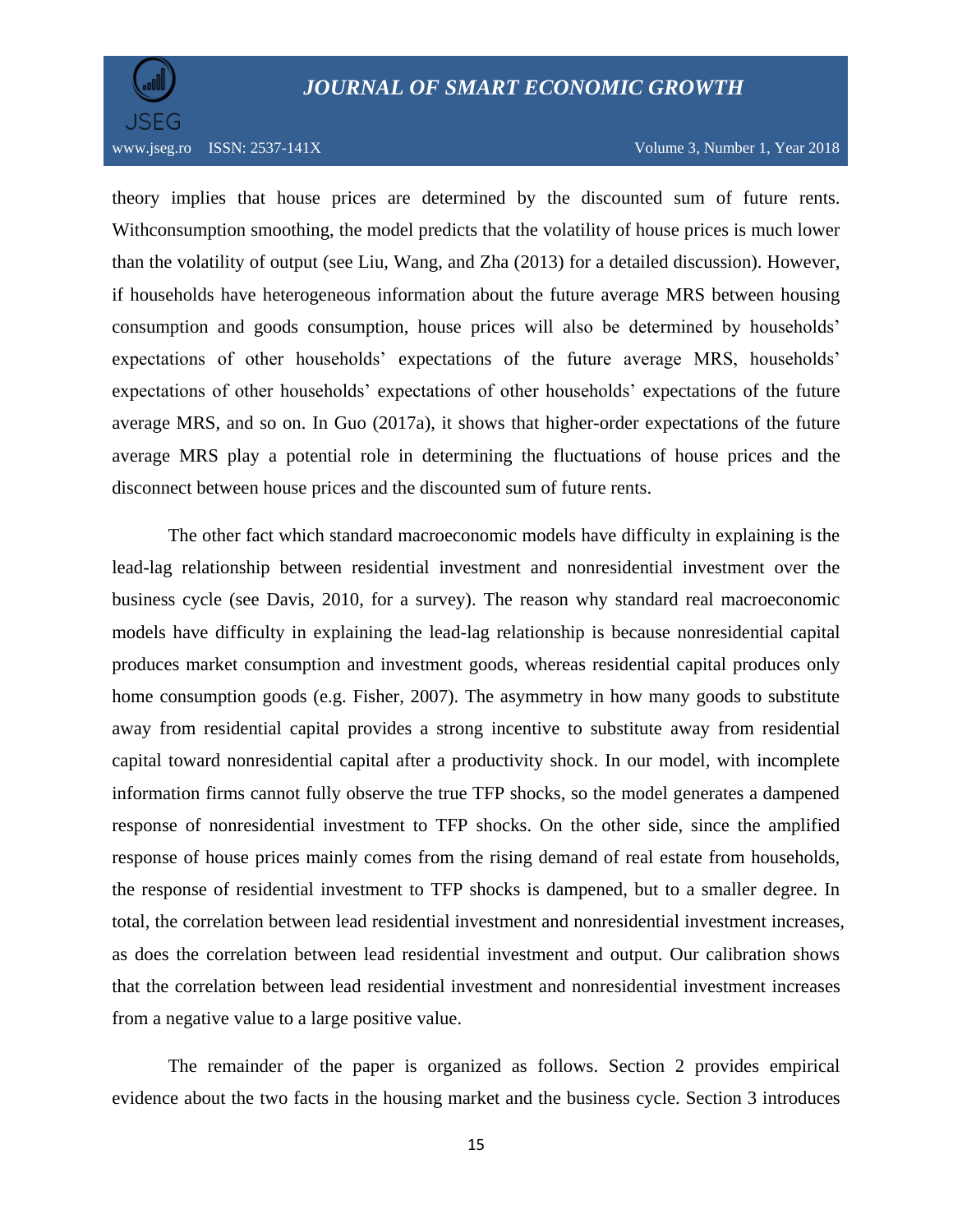theory implies that house prices are determined by the discounted sum of future rents. Withconsumption smoothing, the model predicts that the volatility of house prices is much lower than the volatility of output (see Liu, Wang, and Zha (2013) for a detailed discussion). However, if households have heterogeneous information about the future average MRS between housing consumption and goods consumption, house prices will also be determined by households' expectations of other households' expectations of the future average MRS, households' expectations of other households' expectations of other households' expectations of the future average MRS, and so on. In Guo (2017a), it shows that higher-order expectations of the future average MRS play a potential role in determining the fluctuations of house prices and the disconnect between house prices and the discounted sum of future rents.

The other fact which standard macroeconomic models have difficulty in explaining is the lead-lag relationship between residential investment and nonresidential investment over the business cycle (see Davis, 2010, for a survey). The reason why standard real macroeconomic models have difficulty in explaining the lead-lag relationship is because nonresidential capital produces market consumption and investment goods, whereas residential capital produces only home consumption goods (e.g. Fisher, 2007). The asymmetry in how many goods to substitute away from residential capital provides a strong incentive to substitute away from residential capital toward nonresidential capital after a productivity shock. In our model, with incomplete information firms cannot fully observe the true TFP shocks, so the model generates a dampened response of nonresidential investment to TFP shocks. On the other side, since the amplified response of house prices mainly comes from the rising demand of real estate from households, the response of residential investment to TFP shocks is dampened, but to a smaller degree. In total, the correlation between lead residential investment and nonresidential investment increases, as does the correlation between lead residential investment and output. Our calibration shows that the correlation between lead residential investment and nonresidential investment increases from a negative value to a large positive value.

The remainder of the paper is organized as follows. Section 2 provides empirical evidence about the two facts in the housing market and the business cycle. Section 3 introduces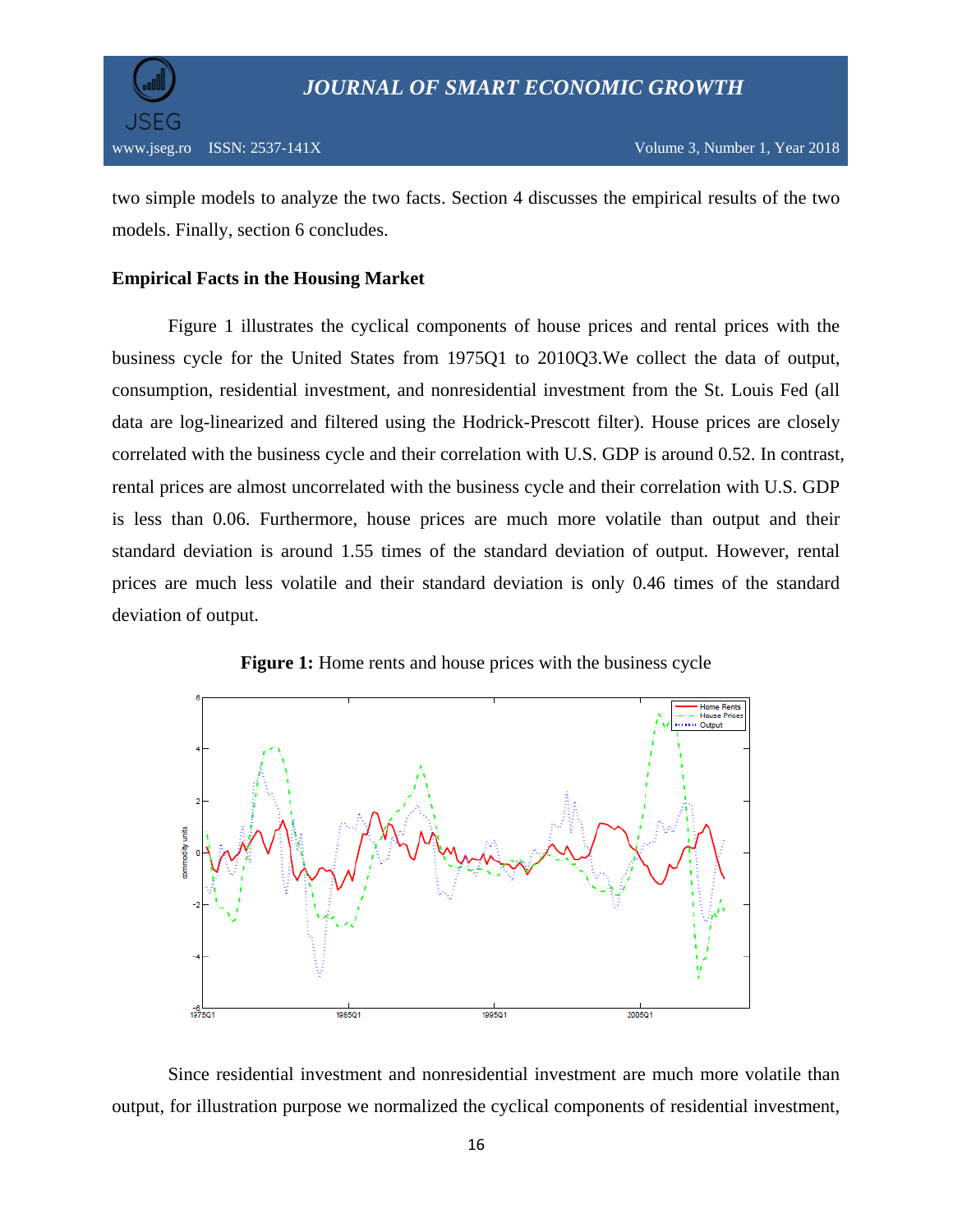two simple models to analyze the two facts. Section 4 discusses the empirical results of the two models. Finally, section 6 concludes.

## Empirical Facts in the Housing Market

Figure 1 illustrates the cyclical components of house prices and rental prices with the business cycle for the United States from 1975Q1 to 2010Q3.We collect the data of output, consumption, residential investment, and nonresidential investment from the St. Louis Fed (all data are log-linearized and filtered using the Hodrick-Prescott filter). House prices are closely correlated with the business cycle and their correlation with U.S. GDP is around 0.52. In contrast, rental prices are almost uncorrelated with the business cycle and their correlation with U.S. GDP is less than 0.06. Furthermore, house prices are much more volatile than output and their standard deviation is around 1.55 times of the standard deviation of output. However, rental prices are much less volatile and their standard deviation is only 0.46 times of the standard deviation of output.

**Figure 1:** Home rents and house prices with the business cycle

Since residential investment and nonresidential investment are much more volatile than output, for illustration purpose we normalized the cyclical components of residential investment,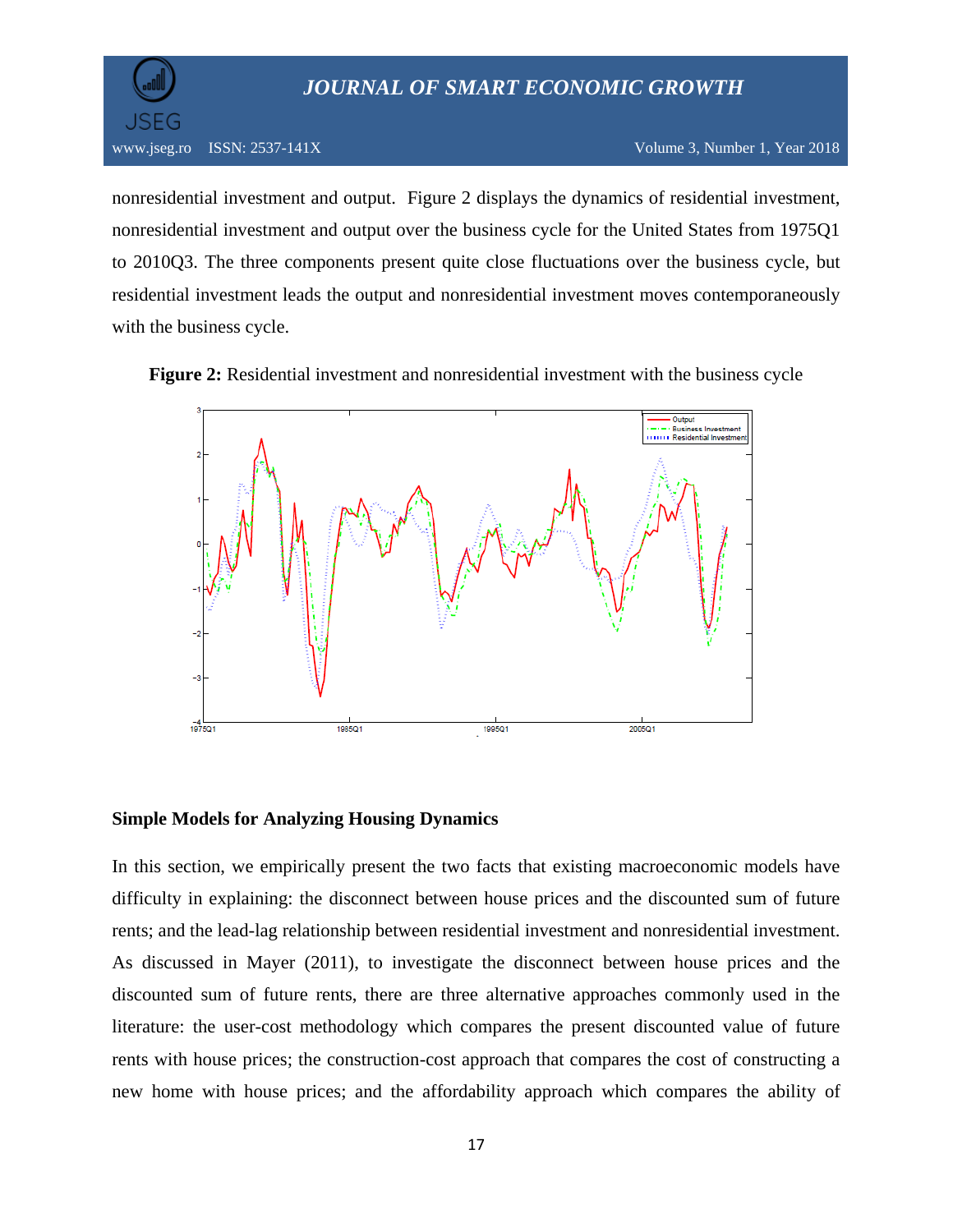nonresidential investment and output. Figure 2 displays the dynamics of residential investment, nonresidential investment and output over the business cycle for the United States from 1975Q1 to 2010Q3. The three components present quite close fluctuations over the business cycle, but residential investment leads the output and nonresidential investment moves contemporaneously with the business cycle.

**Figure 2:** Residential investment and nonresidential investment with the business cycle

## Simple Models for Analyzing Housing Dynamics

In this section, we empirically present the two facts that existing macroeconomic models have difficulty in explaining: the disconnect between house prices and the discounted sum of future rents; and the lead-lag relationship between residential investment and nonresidential investment. As discussed in Mayer (2011), to investigate the disconnect between house prices and the discounted sum of future rents, there are three alternative approaches commonly used in the literature: the user-cost methodology which compares the present discounted value of future rents with house prices; the construction-cost approach that compares the cost of constructing a new home with house prices; and the affordability approach which compares the ability of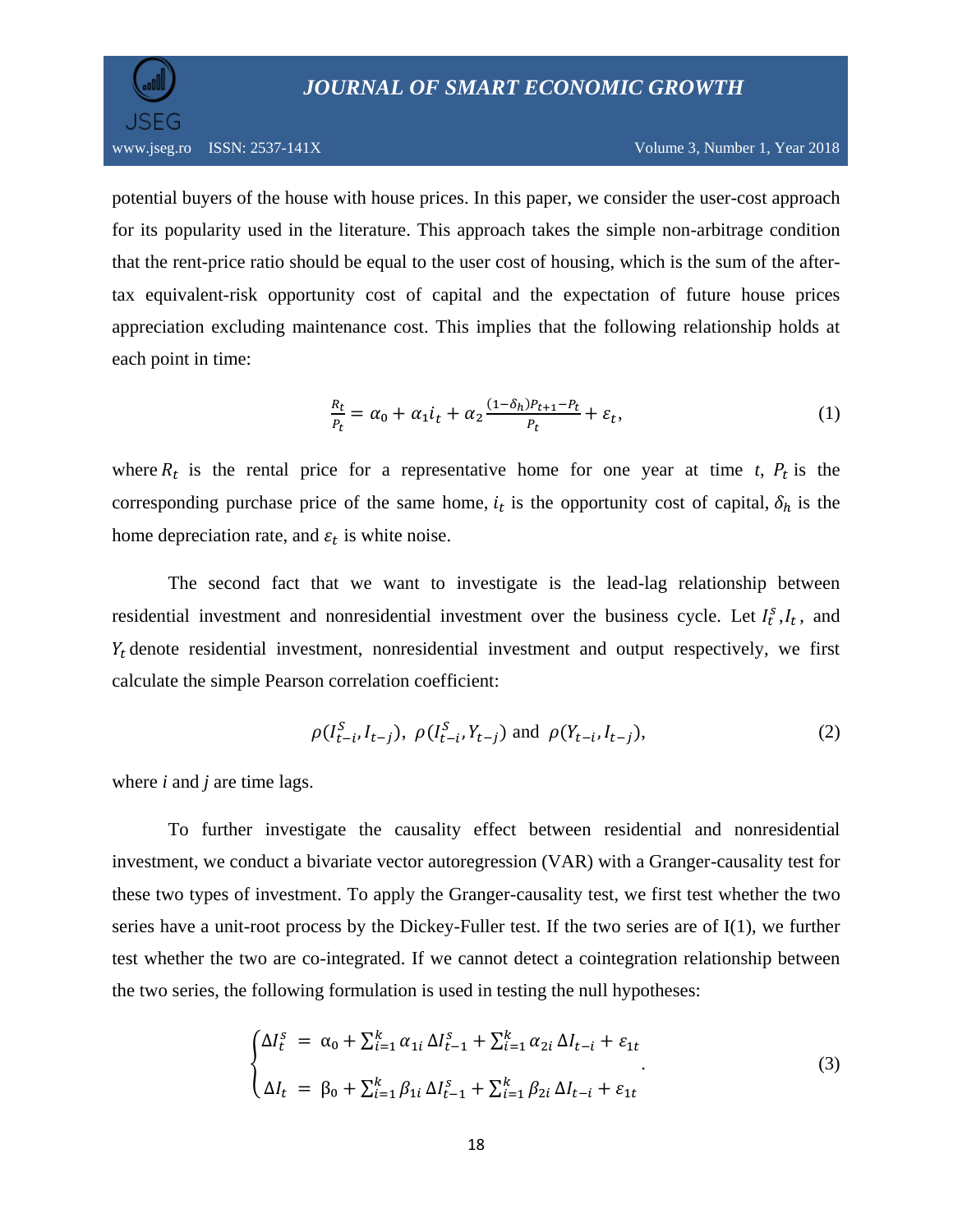potential buyers of the house with house prices. In this paper, we consider the user-cost approach for its popularity used in the literature. This approach takes the simple non-arbitrage condition that the rent-price ratio should be equal to the user cost of housing, which is the sum of the after-tax equivalent-risk opportunity cost of capital and the expectation of future house prices appreciation excluding maintenance cost. This implies that the following relationship holds at each point in time:

$$\frac{R_t}{P_t} = \alpha_0 + \alpha_1 i_t + \alpha_2 \frac{(1-\delta_h)P_{t+1} - P_t}{P_t} + \varepsilon_t, \tag{1}$$

where $R_t$ is the rental price for a representative home for one year at time $t$, $P_t$ is the corresponding purchase price of the same home, $i_t$ is the opportunity cost of capital, $\delta_h$ is the home depreciation rate, and $\varepsilon_t$ is white noise.

The second fact that we want to investigate is the lead-lag relationship between residential investment and nonresidential investment over the business cycle. Let $I_t^s$, $I_t$, and $Y_t$ denote residential investment, nonresidential investment and output respectively, we first calculate the simple Pearson correlation coefficient:

$$\rho(I_{t-i}^S, I_{t-j}),\ \rho(I_{t-i}^S, Y_{t-j}) \text{ and } \rho(Y_{t-i}, I_{t-j}), \tag{2}$$

where *i* and *j* are time lags.

To further investigate the causality effect between residential and nonresidential investment, we conduct a bivariate vector autoregression (VAR) with a Granger-causality test for these two types of investment. To apply the Granger-causality test, we first test whether the two series have a unit-root process by the Dickey-Fuller test. If the two series are of I(1), we further test whether the two are co-integrated. If we cannot detect a cointegration relationship between the two series, the following formulation is used in testing the null hypotheses:

$$\begin{cases} \Delta I_t^s = \alpha_0 + \sum_{i=1}^{k} \alpha_{1i}\, \Delta I_{t-1}^s + \sum_{i=1}^{k} \alpha_{2i}\, \Delta I_{t-i} + \varepsilon_{1t} \\ \Delta I_t = \beta_0 + \sum_{i=1}^{k} \beta_{1i}\, \Delta I_{t-1}^s + \sum_{i=1}^{k} \beta_{2i}\, \Delta I_{t-i} + \varepsilon_{1t} \end{cases}. \tag{3}$$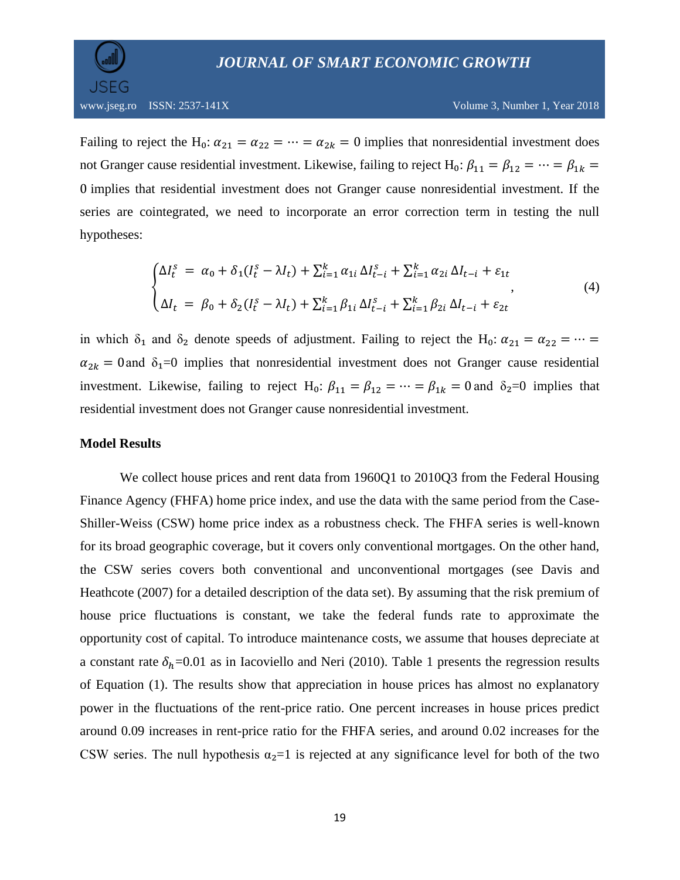Failing to reject the $H_0$: $\alpha_{21} = \alpha_{22} = \cdots = \alpha_{2k} = 0$ implies that nonresidential investment does not Granger cause residential investment. Likewise, failing to reject $H_0$: $\beta_{11} = \beta_{12} = \cdots = \beta_{1k} = 0$ implies that residential investment does not Granger cause nonresidential investment. If the series are cointegrated, we need to incorporate an error correction term in testing the null hypotheses:

$$\begin{cases} \Delta I_t^s = \alpha_0 + \delta_1(I_t^s - \lambda I_t) + \sum_{i=1}^{k} \alpha_{1i} \Delta I_{t-i}^s + \sum_{i=1}^{k} \alpha_{2i} \Delta I_{t-i} + \varepsilon_{1t} \\ \Delta I_t = \beta_0 + \delta_2(I_t^s - \lambda I_t) + \sum_{i=1}^{k} \beta_{1i} \Delta I_{t-i}^s + \sum_{i=1}^{k} \beta_{2i} \Delta I_{t-i} + \varepsilon_{2t} \end{cases}, \tag{4}$$

in which $\delta_1$ and $\delta_2$ denote speeds of adjustment. Failing to reject the $H_0$: $\alpha_{21} = \alpha_{22} = \cdots = \alpha_{2k} = 0$ and $\delta_1=0$ implies that nonresidential investment does not Granger cause residential investment. Likewise, failing to reject $H_0$: $\beta_{11} = \beta_{12} = \cdots = \beta_{1k} = 0$ and $\delta_2=0$ implies that residential investment does not Granger cause nonresidential investment.

**Model Results**

We collect house prices and rent data from 1960Q1 to 2010Q3 from the Federal Housing Finance Agency (FHFA) home price index, and use the data with the same period from the Case-Shiller-Weiss (CSW) home price index as a robustness check. The FHFA series is well-known for its broad geographic coverage, but it covers only conventional mortgages. On the other hand, the CSW series covers both conventional and unconventional mortgages (see Davis and Heathcote (2007) for a detailed description of the data set). By assuming that the risk premium of house price fluctuations is constant, we take the federal funds rate to approximate the opportunity cost of capital. To introduce maintenance costs, we assume that houses depreciate at a constant rate $\delta_h$=0.01 as in Iacoviello and Neri (2010). Table 1 presents the regression results of Equation (1). The results show that appreciation in house prices has almost no explanatory power in the fluctuations of the rent-price ratio. One percent increases in house prices predict around 0.09 increases in rent-price ratio for the FHFA series, and around 0.02 increases for the CSW series. The null hypothesis $\alpha_2$=1 is rejected at any significance level for both of the two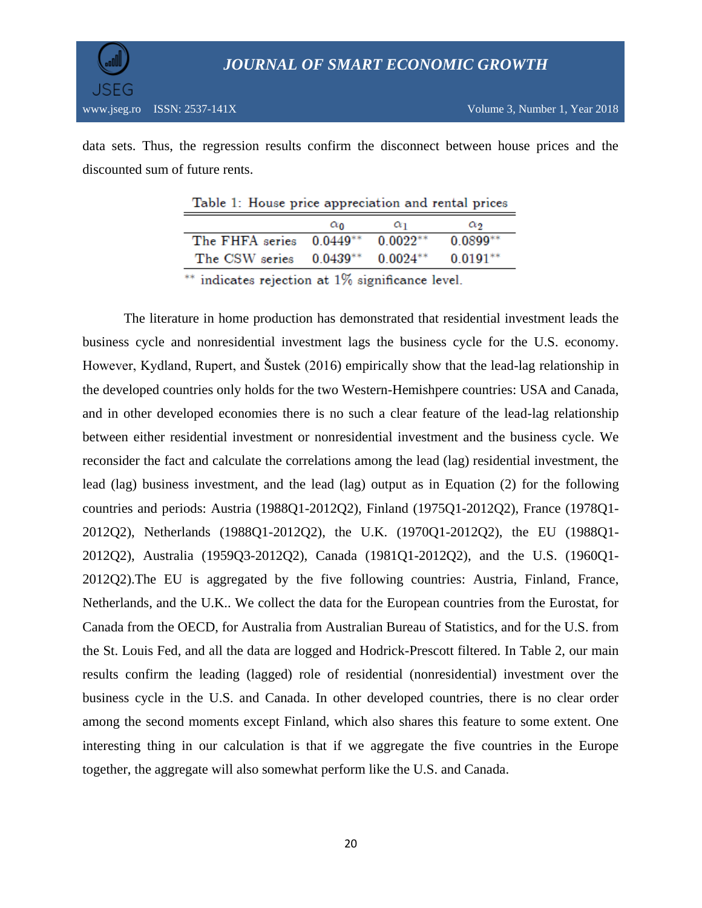data sets. Thus, the regression results confirm the disconnect between house prices and the discounted sum of future rents.

Table 1: House price appreciation and rental prices

| | $\alpha_0$ | $\alpha_1$ | $\alpha_2$ |
|---|---|---|---|
| The FHFA series | $0.0449^{**}$ | $0.0022^{**}$ | $0.0899^{**}$ |
| The CSW series | $0.0439^{**}$ | $0.0024^{**}$ | $0.0191^{**}$ |

$^{**}$ indicates rejection at 1% significance level.

The literature in home production has demonstrated that residential investment leads the business cycle and nonresidential investment lags the business cycle for the U.S. economy. However, Kydland, Rupert, and Šustek (2016) empirically show that the lead-lag relationship in the developed countries only holds for the two Western-Hemishpere countries: USA and Canada, and in other developed economies there is no such a clear feature of the lead-lag relationship between either residential investment or nonresidential investment and the business cycle. We reconsider the fact and calculate the correlations among the lead (lag) residential investment, the lead (lag) business investment, and the lead (lag) output as in Equation (2) for the following countries and periods: Austria (1988Q1-2012Q2), Finland (1975Q1-2012Q2), France (1978Q1-2012Q2), Netherlands (1988Q1-2012Q2), the U.K. (1970Q1-2012Q2), the EU (1988Q1-2012Q2), Australia (1959Q3-2012Q2), Canada (1981Q1-2012Q2), and the U.S. (1960Q1-2012Q2).The EU is aggregated by the five following countries: Austria, Finland, France, Netherlands, and the U.K.. We collect the data for the European countries from the Eurostat, for Canada from the OECD, for Australia from Australian Bureau of Statistics, and for the U.S. from the St. Louis Fed, and all the data are logged and Hodrick-Prescott filtered. In Table 2, our main results confirm the leading (lagged) role of residential (nonresidential) investment over the business cycle in the U.S. and Canada. In other developed countries, there is no clear order among the second moments except Finland, which also shares this feature to some extent. One interesting thing in our calculation is that if we aggregate the five countries in the Europe together, the aggregate will also somewhat perform like the U.S. and Canada.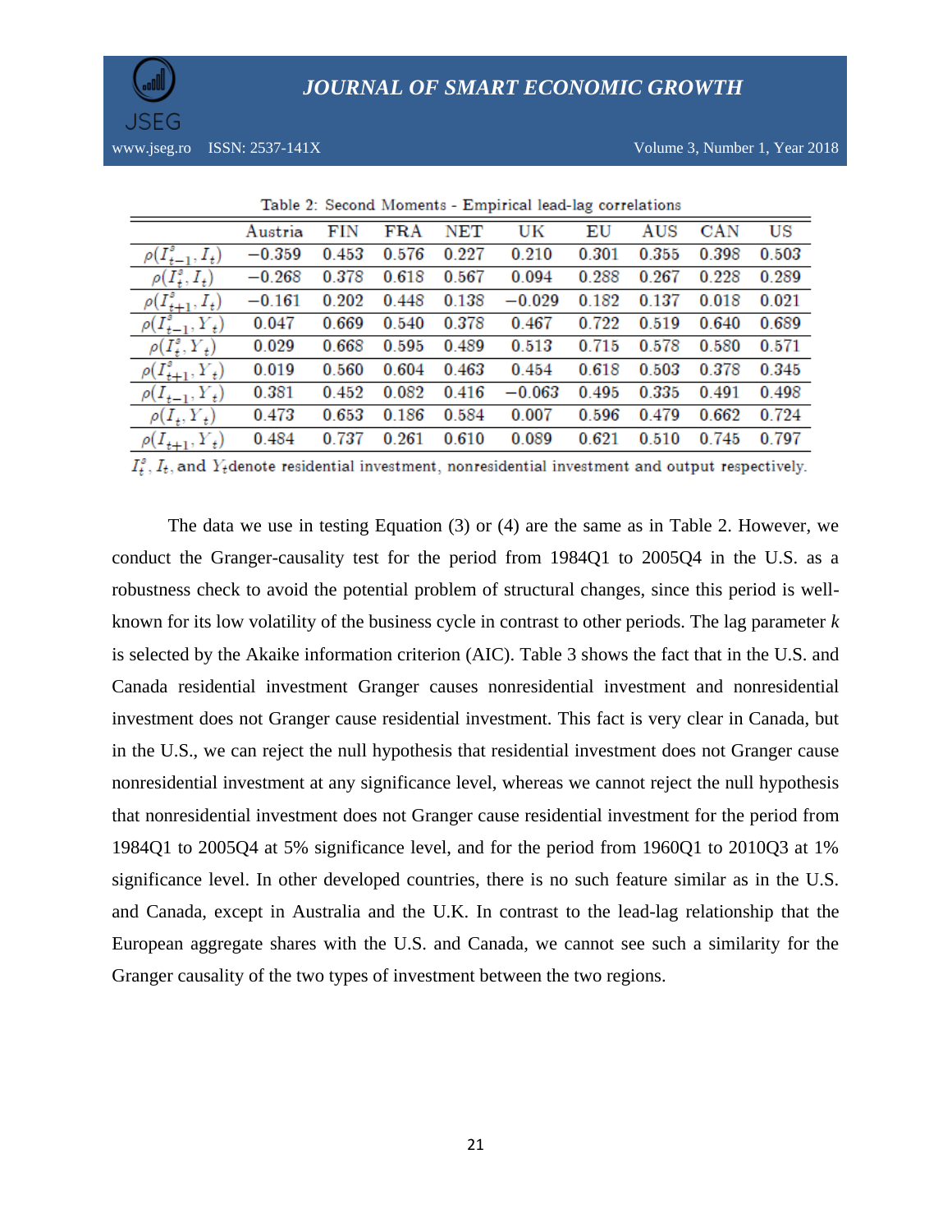Table 2: Second Moments - Empirical lead-lag correlations

| | Austria | FIN | FRA | NET | UK | EU | AUS | CAN | US |
|---|---|---|---|---|---|---|---|---|---|
| $\rho(I^s_{t-1}, I_t)$ | −0.359 | 0.453 | 0.576 | 0.227 | 0.210 | 0.301 | 0.355 | 0.398 | 0.503 |
| $\rho(I^s_t, I_t)$ | −0.268 | 0.378 | 0.618 | 0.567 | 0.094 | 0.288 | 0.267 | 0.228 | 0.289 |
| $\rho(I^s_{t+1}, I_t)$ | −0.161 | 0.202 | 0.448 | 0.138 | −0.029 | 0.182 | 0.137 | 0.018 | 0.021 |
| $\rho(I^s_{t-1}, Y_t)$ | 0.047 | 0.669 | 0.540 | 0.378 | 0.467 | 0.722 | 0.519 | 0.640 | 0.689 |
| $\rho(I^s_t, Y_t)$ | 0.029 | 0.668 | 0.595 | 0.489 | 0.513 | 0.715 | 0.578 | 0.580 | 0.571 |
| $\rho(I^s_{t+1}, Y_t)$ | 0.019 | 0.560 | 0.604 | 0.463 | 0.454 | 0.618 | 0.503 | 0.378 | 0.345 |
| $\rho(I_{t-1}, Y_t)$ | 0.381 | 0.452 | 0.082 | 0.416 | −0.063 | 0.495 | 0.335 | 0.491 | 0.498 |
| $\rho(I_t, Y_t)$ | 0.473 | 0.653 | 0.186 | 0.584 | 0.007 | 0.596 | 0.479 | 0.662 | 0.724 |
| $\rho(I_{t+1}, Y_t)$ | 0.484 | 0.737 | 0.261 | 0.610 | 0.089 | 0.621 | 0.510 | 0.745 | 0.797 |

$I^s_t$, $I_t$, and $Y_t$ denote residential investment, nonresidential investment and output respectively.

The data we use in testing Equation (3) or (4) are the same as in Table 2. However, we conduct the Granger-causality test for the period from 1984Q1 to 2005Q4 in the U.S. as a robustness check to avoid the potential problem of structural changes, since this period is well-known for its low volatility of the business cycle in contrast to other periods. The lag parameter $k$ is selected by the Akaike information criterion (AIC). Table 3 shows the fact that in the U.S. and Canada residential investment Granger causes nonresidential investment and nonresidential investment does not Granger cause residential investment. This fact is very clear in Canada, but in the U.S., we can reject the null hypothesis that residential investment does not Granger cause nonresidential investment at any significance level, whereas we cannot reject the null hypothesis that nonresidential investment does not Granger cause residential investment for the period from 1984Q1 to 2005Q4 at 5% significance level, and for the period from 1960Q1 to 2010Q3 at 1% significance level. In other developed countries, there is no such feature similar as in the U.S. and Canada, except in Australia and the U.K. In contrast to the lead-lag relationship that the European aggregate shares with the U.S. and Canada, we cannot see such a similarity for the Granger causality of the two types of investment between the two regions.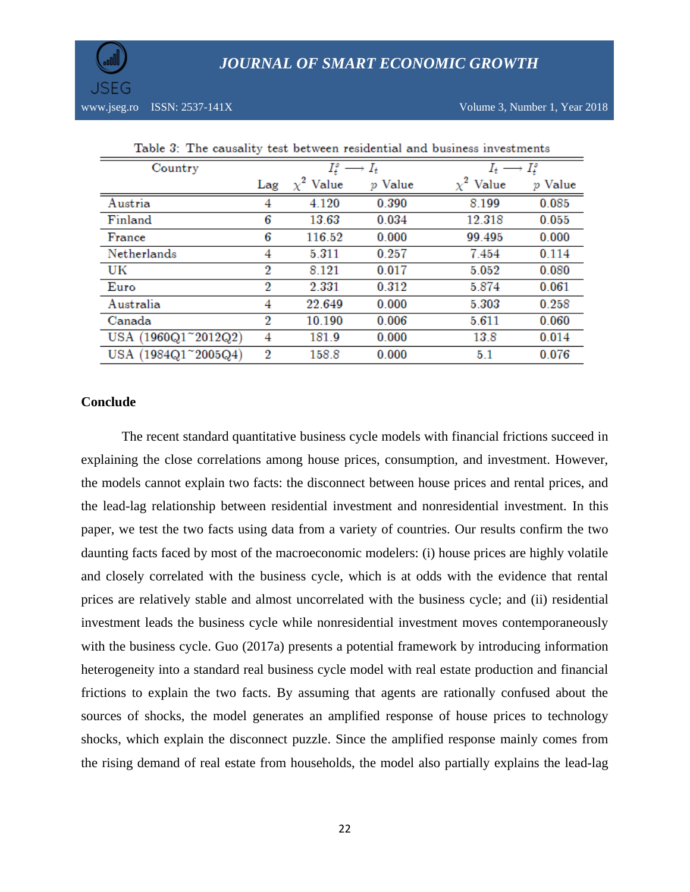Table 3: The causality test between residential and business investments

| Country | Lag | $I_t^s \longrightarrow I_t$ | | $I_t \longrightarrow I_t^s$ | |
|---|---|---|---|---|---|
| | | $\chi^2$ Value | $p$ Value | $\chi^2$ Value | $p$ Value |
| Austria | 4 | 4.120 | 0.390 | 8.199 | 0.085 |
| Finland | 6 | 13.63 | 0.034 | 12.318 | 0.055 |
| France | 6 | 116.52 | 0.000 | 99.495 | 0.000 |
| Netherlands | 4 | 5.311 | 0.257 | 7.454 | 0.114 |
| UK | 2 | 8.121 | 0.017 | 5.052 | 0.080 |
| Euro | 2 | 2.331 | 0.312 | 5.874 | 0.061 |
| Australia | 4 | 22.649 | 0.000 | 5.303 | 0.258 |
| Canada | 2 | 10.190 | 0.006 | 5.611 | 0.060 |
| USA (1960Q1~2012Q2) | 4 | 181.9 | 0.000 | 13.8 | 0.014 |
| USA (1984Q1~2005Q4) | 2 | 158.8 | 0.000 | 5.1 | 0.076 |

## Conclude

The recent standard quantitative business cycle models with financial frictions succeed in explaining the close correlations among house prices, consumption, and investment. However, the models cannot explain two facts: the disconnect between house prices and rental prices, and the lead-lag relationship between residential investment and nonresidential investment. In this paper, we test the two facts using data from a variety of countries. Our results confirm the two daunting facts faced by most of the macroeconomic modelers: (i) house prices are highly volatile and closely correlated with the business cycle, which is at odds with the evidence that rental prices are relatively stable and almost uncorrelated with the business cycle; and (ii) residential investment leads the business cycle while nonresidential investment moves contemporaneously with the business cycle. Guo (2017a) presents a potential framework by introducing information heterogeneity into a standard real business cycle model with real estate production and financial frictions to explain the two facts. By assuming that agents are rationally confused about the sources of shocks, the model generates an amplified response of house prices to technology shocks, which explain the disconnect puzzle. Since the amplified response mainly comes from the rising demand of real estate from households, the model also partially explains the lead-lag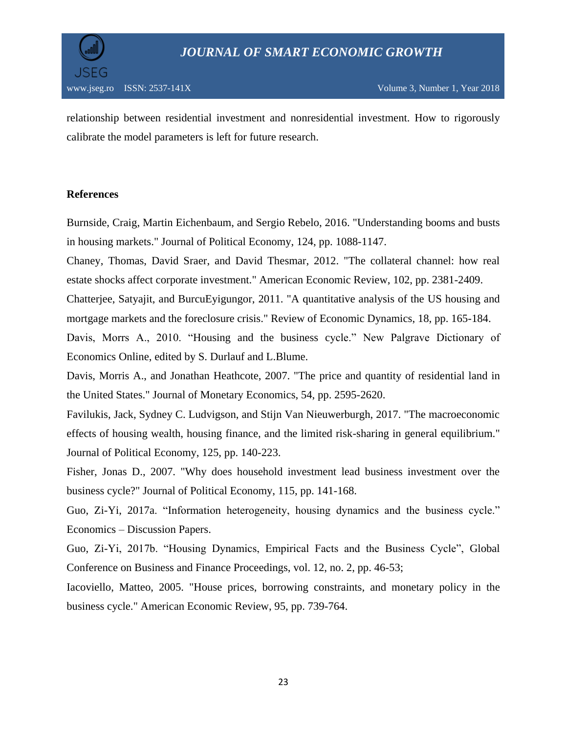relationship between residential investment and nonresidential investment. How to rigorously calibrate the model parameters is left for future research.

**References**

Burnside, Craig, Martin Eichenbaum, and Sergio Rebelo, 2016. "Understanding booms and busts in housing markets." Journal of Political Economy, 124, pp. 1088-1147.

Chaney, Thomas, David Sraer, and David Thesmar, 2012. "The collateral channel: how real estate shocks affect corporate investment." American Economic Review, 102, pp. 2381-2409.

Chatterjee, Satyajit, and BurcuEyigungor, 2011. "A quantitative analysis of the US housing and mortgage markets and the foreclosure crisis." Review of Economic Dynamics, 18, pp. 165-184.

Davis, Morrs A., 2010. "Housing and the business cycle." New Palgrave Dictionary of Economics Online, edited by S. Durlauf and L.Blume.

Davis, Morris A., and Jonathan Heathcote, 2007. "The price and quantity of residential land in the United States." Journal of Monetary Economics, 54, pp. 2595-2620.

Favilukis, Jack, Sydney C. Ludvigson, and Stijn Van Nieuwerburgh, 2017. "The macroeconomic effects of housing wealth, housing finance, and the limited risk-sharing in general equilibrium." Journal of Political Economy, 125, pp. 140-223.

Fisher, Jonas D., 2007. "Why does household investment lead business investment over the business cycle?" Journal of Political Economy, 115, pp. 141-168.

Guo, Zi-Yi, 2017a. "Information heterogeneity, housing dynamics and the business cycle." Economics – Discussion Papers.

Guo, Zi-Yi, 2017b. "Housing Dynamics, Empirical Facts and the Business Cycle", Global Conference on Business and Finance Proceedings, vol. 12, no. 2, pp. 46-53;

Iacoviello, Matteo, 2005. "House prices, borrowing constraints, and monetary policy in the business cycle." American Economic Review, 95, pp. 739-764.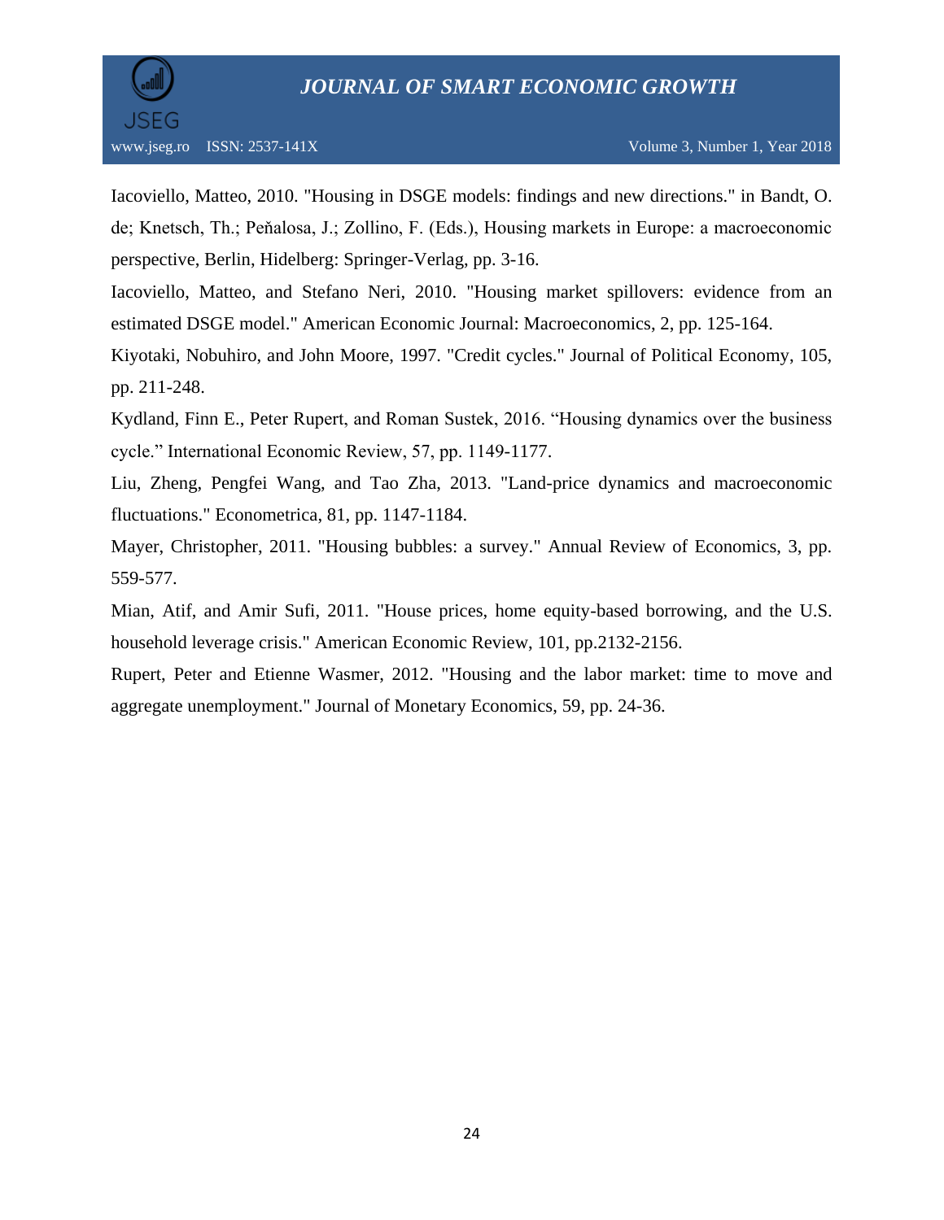Iacoviello, Matteo, 2010. "Housing in DSGE models: findings and new directions." in Bandt, O. de; Knetsch, Th.; Peňalosa, J.; Zollino, F. (Eds.), Housing markets in Europe: a macroeconomic perspective, Berlin, Hidelberg: Springer-Verlag, pp. 3-16.

Iacoviello, Matteo, and Stefano Neri, 2010. "Housing market spillovers: evidence from an estimated DSGE model." American Economic Journal: Macroeconomics, 2, pp. 125-164.

Kiyotaki, Nobuhiro, and John Moore, 1997. "Credit cycles." Journal of Political Economy, 105, pp. 211-248.

Kydland, Finn E., Peter Rupert, and Roman Sustek, 2016. "Housing dynamics over the business cycle." International Economic Review, 57, pp. 1149-1177.

Liu, Zheng, Pengfei Wang, and Tao Zha, 2013. "Land-price dynamics and macroeconomic fluctuations." Econometrica, 81, pp. 1147-1184.

Mayer, Christopher, 2011. "Housing bubbles: a survey." Annual Review of Economics, 3, pp. 559-577.

Mian, Atif, and Amir Sufi, 2011. "House prices, home equity-based borrowing, and the U.S. household leverage crisis." American Economic Review, 101, pp.2132-2156.

Rupert, Peter and Etienne Wasmer, 2012. "Housing and the labor market: time to move and aggregate unemployment." Journal of Monetary Economics, 59, pp. 24-36.